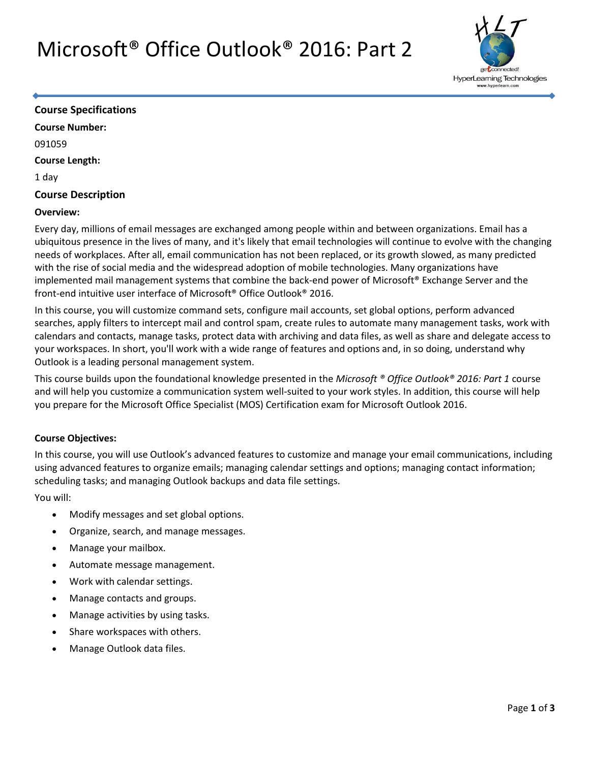# Microsoft® Office Outlook® 2016: Part 2

## Course Specifications

**Course Number:**

091059

**Course Length:**

1 day

## Course Description

**Overview:**

Every day, millions of email messages are exchanged among people within and between organizations. Email has a ubiquitous presence in the lives of many, and it's likely that email technologies will continue to evolve with the changing needs of workplaces. After all, email communication has not been replaced, or its growth slowed, as many predicted with the rise of social media and the widespread adoption of mobile technologies. Many organizations have implemented mail management systems that combine the back-end power of Microsoft® Exchange Server and the front-end intuitive user interface of Microsoft® Office Outlook® 2016.

In this course, you will customize command sets, configure mail accounts, set global options, perform advanced searches, apply filters to intercept mail and control spam, create rules to automate many management tasks, work with calendars and contacts, manage tasks, protect data with archiving and data files, as well as share and delegate access to your workspaces. In short, you'll work with a wide range of features and options and, in so doing, understand why Outlook is a leading personal management system.

This course builds upon the foundational knowledge presented in the *Microsoft ® Office Outlook® 2016: Part 1* course and will help you customize a communication system well-suited to your work styles. In addition, this course will help you prepare for the Microsoft Office Specialist (MOS) Certification exam for Microsoft Outlook 2016.

**Course Objectives:**

In this course, you will use Outlook's advanced features to customize and manage your email communications, including using advanced features to organize emails; managing calendar settings and options; managing contact information; scheduling tasks; and managing Outlook backups and data file settings.

You will:

- Modify messages and set global options.
- Organize, search, and manage messages.
- Manage your mailbox.
- Automate message management.
- Work with calendar settings.
- Manage contacts and groups.
- Manage activities by using tasks.
- Share workspaces with others.
- Manage Outlook data files.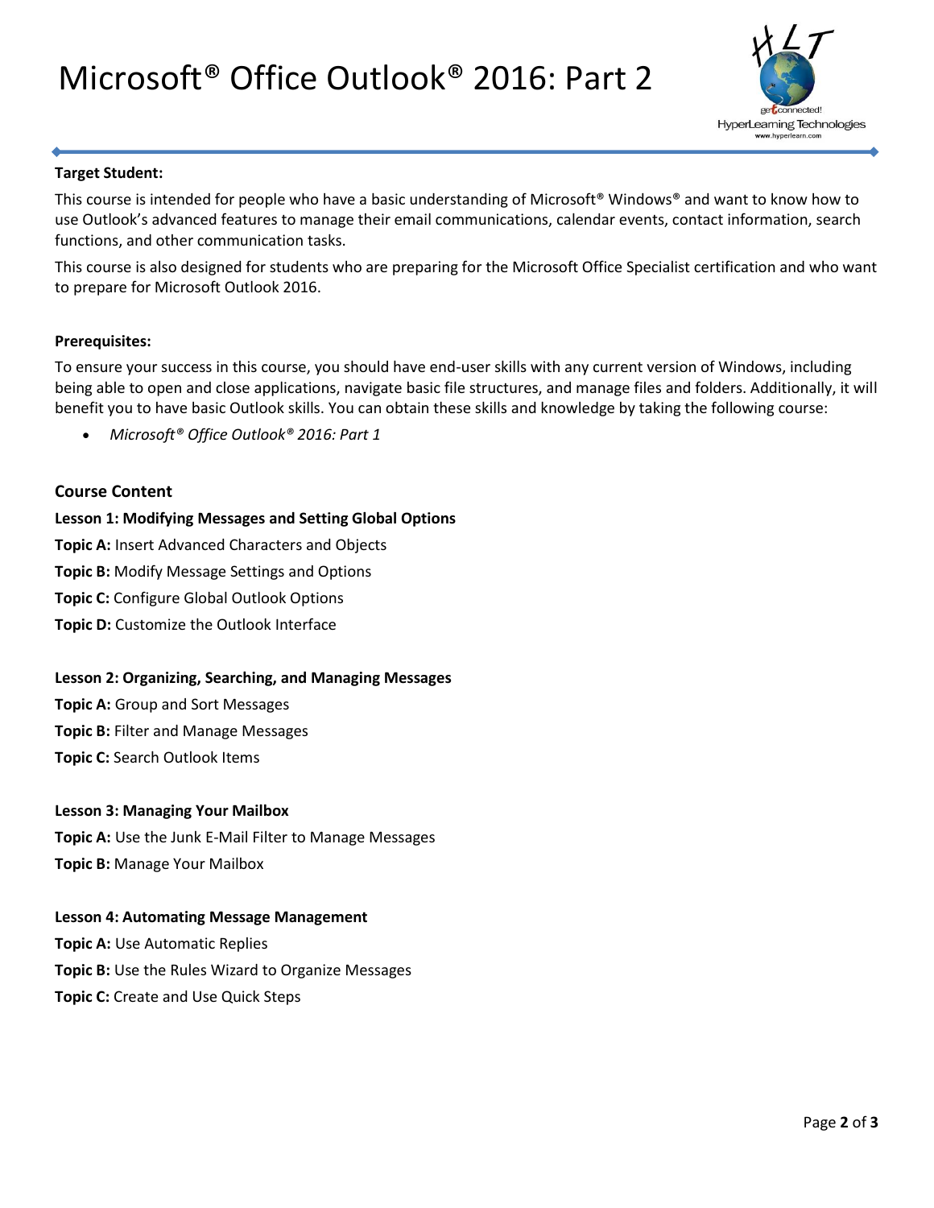# Microsoft® Office Outlook® 2016: Part 2

**Target Student:**

This course is intended for people who have a basic understanding of Microsoft® Windows® and want to know how to use Outlook's advanced features to manage their email communications, calendar events, contact information, search functions, and other communication tasks.

This course is also designed for students who are preparing for the Microsoft Office Specialist certification and who want to prepare for Microsoft Outlook 2016.

**Prerequisites:**

To ensure your success in this course, you should have end-user skills with any current version of Windows, including being able to open and close applications, navigate basic file structures, and manage files and folders. Additionally, it will benefit you to have basic Outlook skills. You can obtain these skills and knowledge by taking the following course:

- *Microsoft® Office Outlook® 2016: Part 1*

## Course Content

**Lesson 1: Modifying Messages and Setting Global Options**

**Topic A:** Insert Advanced Characters and Objects

**Topic B:** Modify Message Settings and Options

**Topic C:** Configure Global Outlook Options

**Topic D:** Customize the Outlook Interface

**Lesson 2: Organizing, Searching, and Managing Messages**

**Topic A:** Group and Sort Messages

**Topic B:** Filter and Manage Messages

**Topic C:** Search Outlook Items

**Lesson 3: Managing Your Mailbox**

**Topic A:** Use the Junk E-Mail Filter to Manage Messages

**Topic B:** Manage Your Mailbox

**Lesson 4: Automating Message Management**

**Topic A:** Use Automatic Replies

**Topic B:** Use the Rules Wizard to Organize Messages

**Topic C:** Create and Use Quick Steps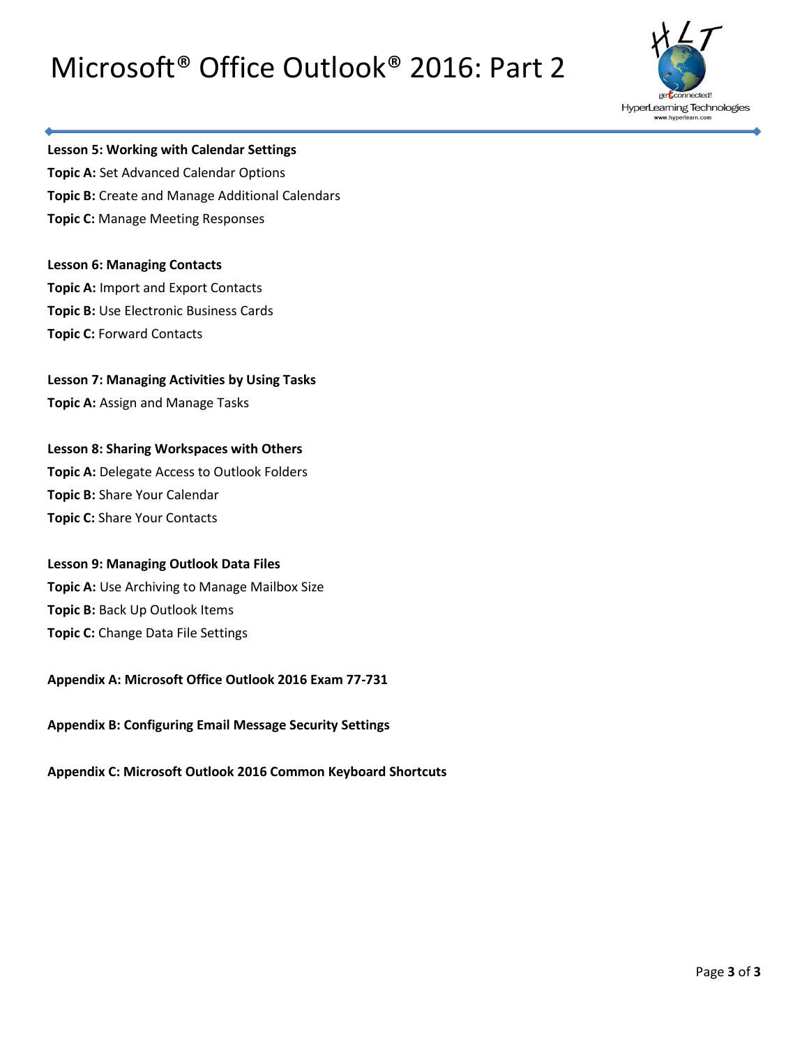**Lesson 5: Working with Calendar Settings**

**Topic A:** Set Advanced Calendar Options

**Topic B:** Create and Manage Additional Calendars

**Topic C:** Manage Meeting Responses

**Lesson 6: Managing Contacts**

**Topic A:** Import and Export Contacts

**Topic B:** Use Electronic Business Cards

**Topic C:** Forward Contacts

**Lesson 7: Managing Activities by Using Tasks**

**Topic A:** Assign and Manage Tasks

**Lesson 8: Sharing Workspaces with Others**

**Topic A:** Delegate Access to Outlook Folders

**Topic B:** Share Your Calendar

**Topic C:** Share Your Contacts

**Lesson 9: Managing Outlook Data Files**

**Topic A:** Use Archiving to Manage Mailbox Size

**Topic B:** Back Up Outlook Items

**Topic C:** Change Data File Settings

**Appendix A: Microsoft Office Outlook 2016 Exam 77-731**

**Appendix B: Configuring Email Message Security Settings**

**Appendix C: Microsoft Outlook 2016 Common Keyboard Shortcuts**